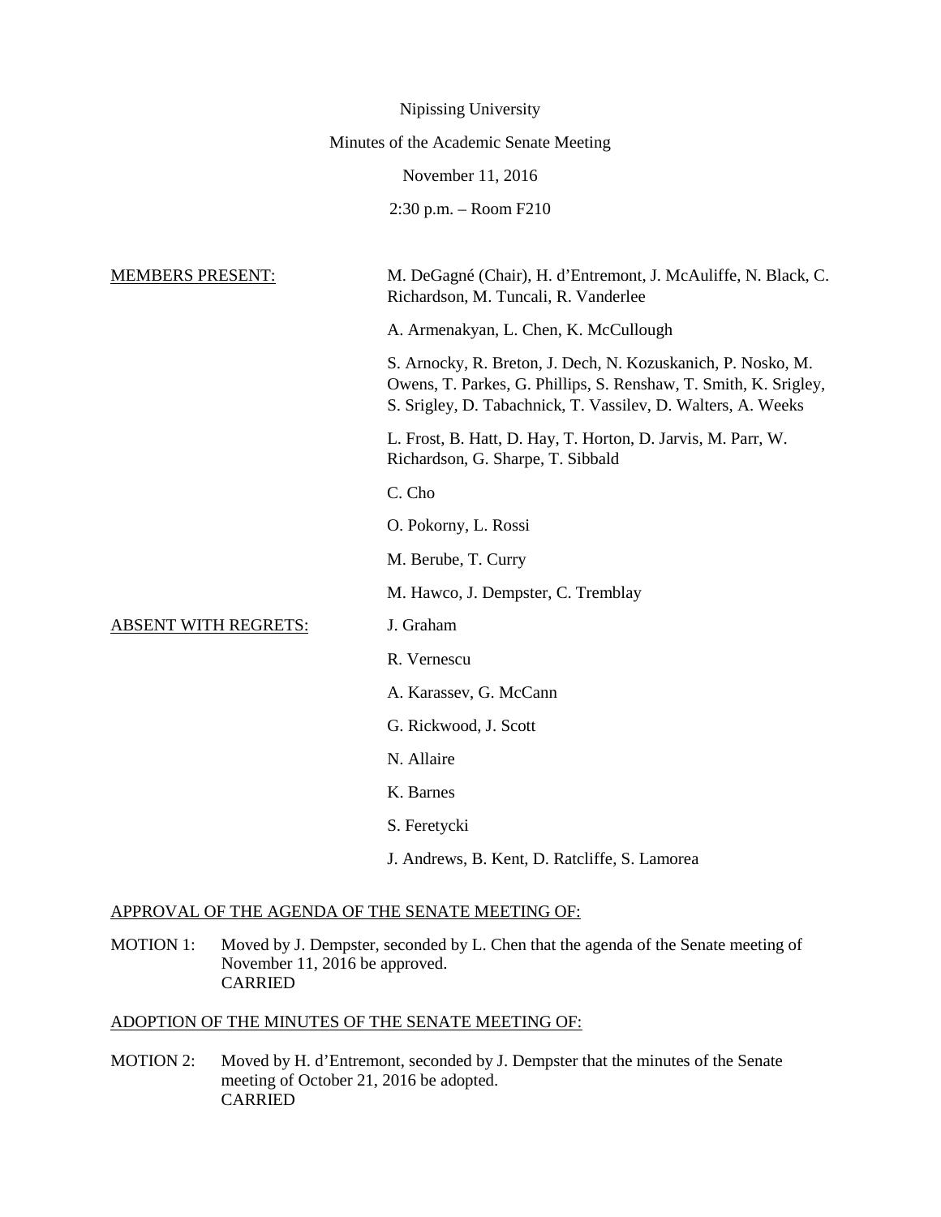Nipissing University

Minutes of the Academic Senate Meeting

November 11, 2016

2:30 p.m. – Room F210

MEMBERS PRESENT:

M. DeGagné (Chair), H. d'Entremont, J. McAuliffe, N. Black, C. Richardson, M. Tuncali, R. Vanderlee

A. Armenakyan, L. Chen, K. McCullough

S. Arnocky, R. Breton, J. Dech, N. Kozuskanich, P. Nosko, M. Owens, T. Parkes, G. Phillips, S. Renshaw, T. Smith, K. Srigley, S. Srigley, D. Tabachnick, T. Vassilev, D. Walters, A. Weeks

L. Frost, B. Hatt, D. Hay, T. Horton, D. Jarvis, M. Parr, W. Richardson, G. Sharpe, T. Sibbald

C. Cho

O. Pokorny, L. Rossi

M. Berube, T. Curry

M. Hawco, J. Dempster, C. Tremblay

ABSENT WITH REGRETS:

J. Graham

R. Vernescu

A. Karassev, G. McCann

G. Rickwood, J. Scott

N. Allaire

K. Barnes

S. Feretycki

J. Andrews, B. Kent, D. Ratcliffe, S. Lamorea

APPROVAL OF THE AGENDA OF THE SENATE MEETING OF:

MOTION 1: Moved by J. Dempster, seconded by L. Chen that the agenda of the Senate meeting of November 11, 2016 be approved.
CARRIED

ADOPTION OF THE MINUTES OF THE SENATE MEETING OF:

MOTION 2: Moved by H. d'Entremont, seconded by J. Dempster that the minutes of the Senate meeting of October 21, 2016 be adopted.
CARRIED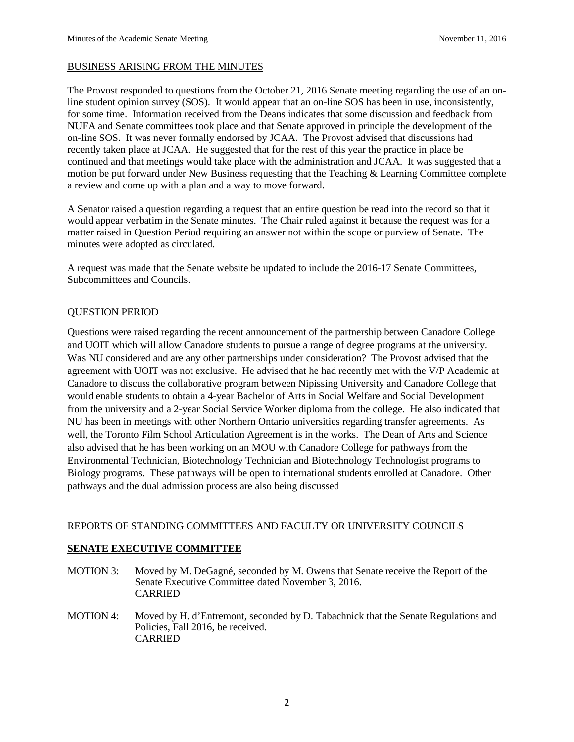BUSINESS ARISING FROM THE MINUTES

The Provost responded to questions from the October 21, 2016 Senate meeting regarding the use of an on-line student opinion survey (SOS). It would appear that an on-line SOS has been in use, inconsistently, for some time. Information received from the Deans indicates that some discussion and feedback from NUFA and Senate committees took place and that Senate approved in principle the development of the on-line SOS. It was never formally endorsed by JCAA. The Provost advised that discussions had recently taken place at JCAA. He suggested that for the rest of this year the practice in place be continued and that meetings would take place with the administration and JCAA. It was suggested that a motion be put forward under New Business requesting that the Teaching & Learning Committee complete a review and come up with a plan and a way to move forward.

A Senator raised a question regarding a request that an entire question be read into the record so that it would appear verbatim in the Senate minutes. The Chair ruled against it because the request was for a matter raised in Question Period requiring an answer not within the scope or purview of Senate. The minutes were adopted as circulated.

A request was made that the Senate website be updated to include the 2016-17 Senate Committees, Subcommittees and Councils.

QUESTION PERIOD

Questions were raised regarding the recent announcement of the partnership between Canadore College and UOIT which will allow Canadore students to pursue a range of degree programs at the university. Was NU considered and are any other partnerships under consideration? The Provost advised that the agreement with UOIT was not exclusive. He advised that he had recently met with the V/P Academic at Canadore to discuss the collaborative program between Nipissing University and Canadore College that would enable students to obtain a 4-year Bachelor of Arts in Social Welfare and Social Development from the university and a 2-year Social Service Worker diploma from the college. He also indicated that NU has been in meetings with other Northern Ontario universities regarding transfer agreements. As well, the Toronto Film School Articulation Agreement is in the works. The Dean of Arts and Science also advised that he has been working on an MOU with Canadore College for pathways from the Environmental Technician, Biotechnology Technician and Biotechnology Technologist programs to Biology programs. These pathways will be open to international students enrolled at Canadore. Other pathways and the dual admission process are also being discussed

REPORTS OF STANDING COMMITTEES AND FACULTY OR UNIVERSITY COUNCILS

**SENATE EXECUTIVE COMMITTEE**

MOTION 3: Moved by M. DeGagné, seconded by M. Owens that Senate receive the Report of the Senate Executive Committee dated November 3, 2016.
CARRIED

MOTION 4: Moved by H. d'Entremont, seconded by D. Tabachnick that the Senate Regulations and Policies, Fall 2016, be received.
CARRIED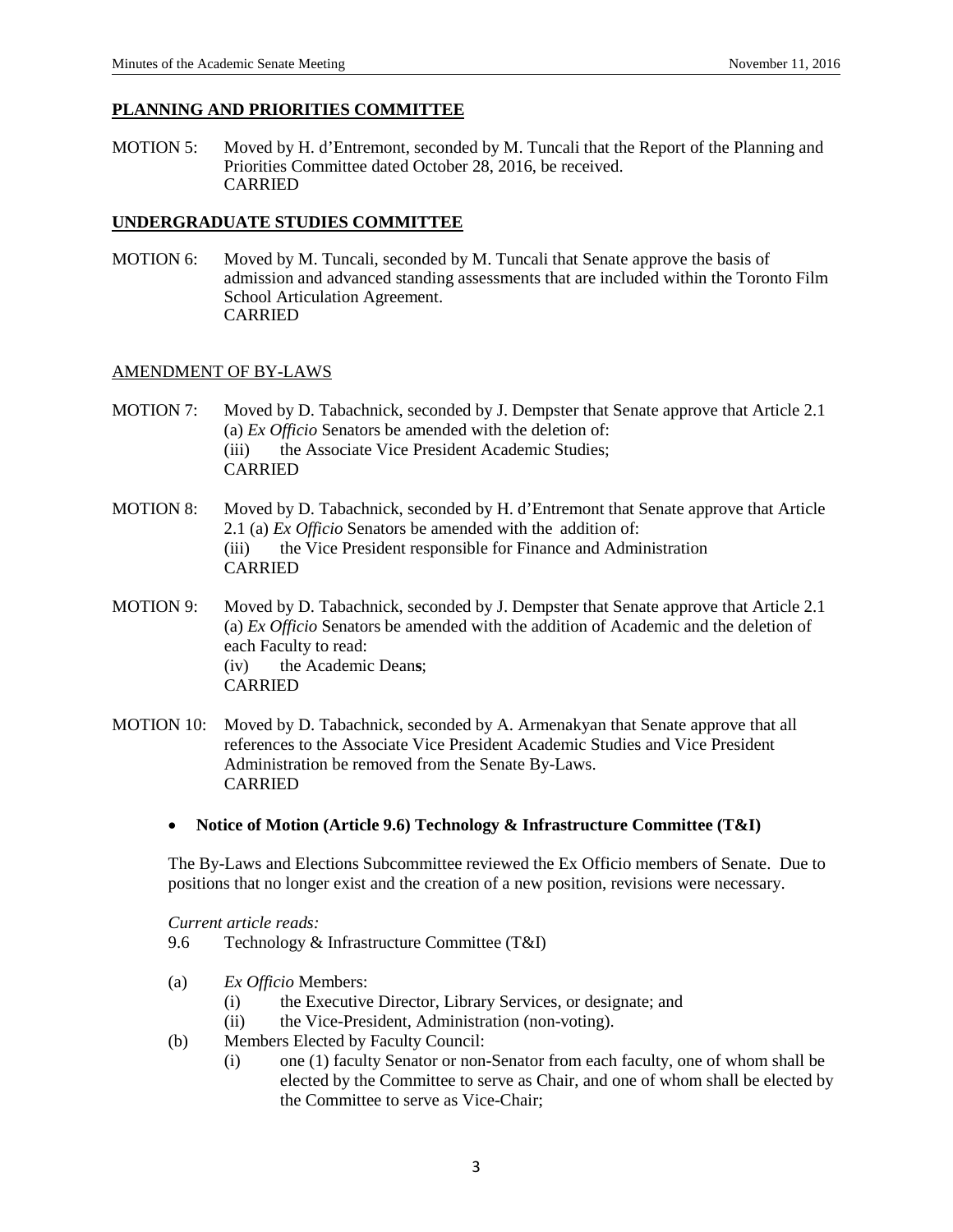## PLANNING AND PRIORITIES COMMITTEE

MOTION 5: Moved by H. d'Entremont, seconded by M. Tuncali that the Report of the Planning and Priorities Committee dated October 28, 2016, be received.
CARRIED

## UNDERGRADUATE STUDIES COMMITTEE

MOTION 6: Moved by M. Tuncali, seconded by M. Tuncali that Senate approve the basis of admission and advanced standing assessments that are included within the Toronto Film School Articulation Agreement.
CARRIED

### AMENDMENT OF BY-LAWS

MOTION 7: Moved by D. Tabachnick, seconded by J. Dempster that Senate approve that Article 2.1 (a) *Ex Officio* Senators be amended with the deletion of:
(iii) the Associate Vice President Academic Studies;
CARRIED

MOTION 8: Moved by D. Tabachnick, seconded by H. d'Entremont that Senate approve that Article 2.1 (a) *Ex Officio* Senators be amended with the addition of:
(iii) the Vice President responsible for Finance and Administration
CARRIED

MOTION 9: Moved by D. Tabachnick, seconded by J. Dempster that Senate approve that Article 2.1 (a) *Ex Officio* Senators be amended with the addition of Academic and the deletion of each Faculty to read:
(iv) the Academic Dean**s**;
CARRIED

MOTION 10: Moved by D. Tabachnick, seconded by A. Armenakyan that Senate approve that all references to the Associate Vice President Academic Studies and Vice President Administration be removed from the Senate By-Laws.
CARRIED

- **Notice of Motion (Article 9.6) Technology & Infrastructure Committee (T&I)**

The By-Laws and Elections Subcommittee reviewed the Ex Officio members of Senate. Due to positions that no longer exist and the creation of a new position, revisions were necessary.

*Current article reads:*

9.6 Technology & Infrastructure Committee (T&I)

(a) *Ex Officio* Members:
  - (i) the Executive Director, Library Services, or designate; and
  - (ii) the Vice-President, Administration (non-voting).

(b) Members Elected by Faculty Council:
  - (i) one (1) faculty Senator or non-Senator from each faculty, one of whom shall be elected by the Committee to serve as Chair, and one of whom shall be elected by the Committee to serve as Vice-Chair;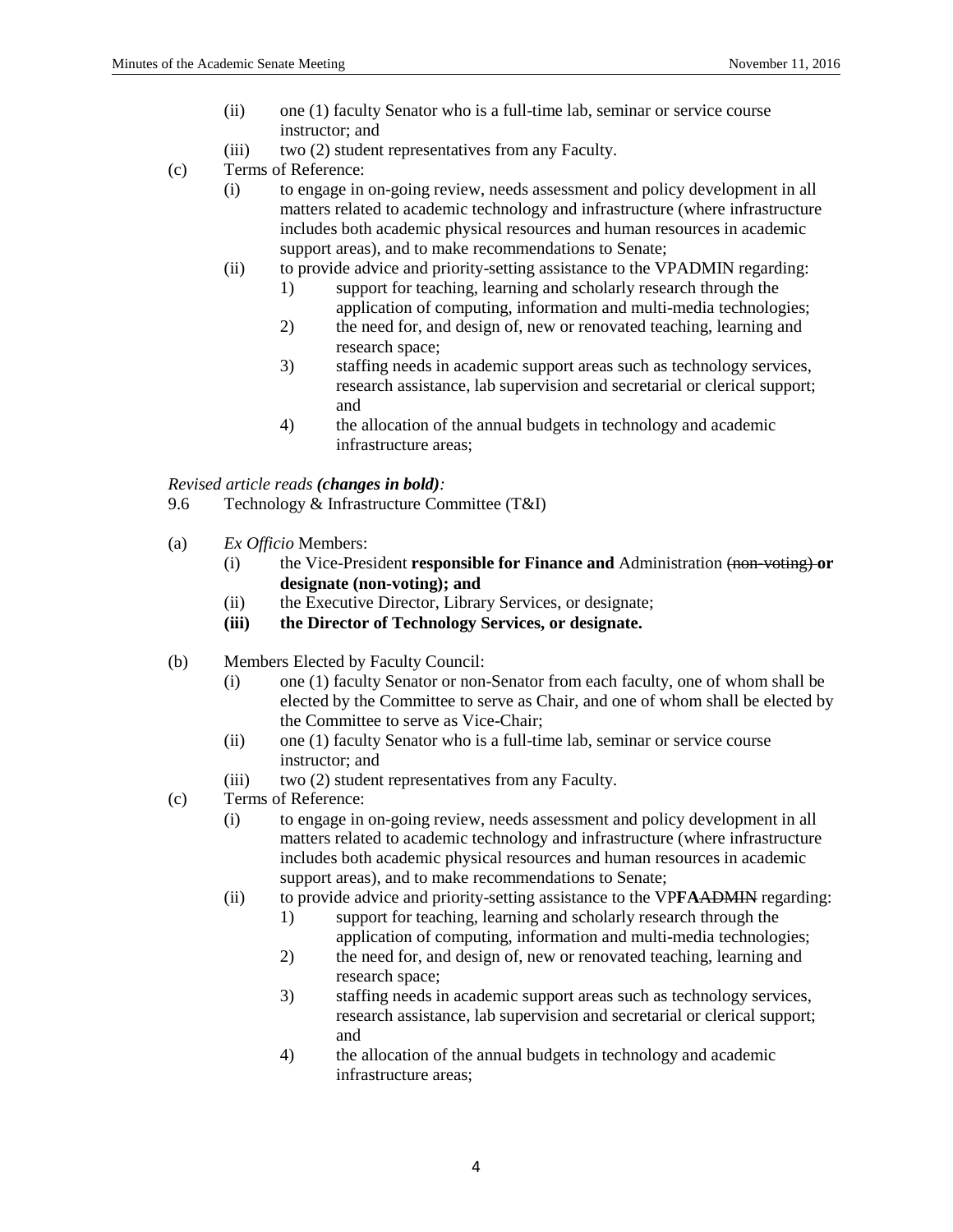(ii) one (1) faculty Senator who is a full-time lab, seminar or service course instructor; and

(iii) two (2) student representatives from any Faculty.

(c) Terms of Reference:

(i) to engage in on-going review, needs assessment and policy development in all matters related to academic technology and infrastructure (where infrastructure includes both academic physical resources and human resources in academic support areas), and to make recommendations to Senate;

(ii) to provide advice and priority-setting assistance to the VPADMIN regarding:

1) support for teaching, learning and scholarly research through the application of computing, information and multi-media technologies;

2) the need for, and design of, new or renovated teaching, learning and research space;

3) staffing needs in academic support areas such as technology services, research assistance, lab supervision and secretarial or clerical support; and

4) the allocation of the annual budgets in technology and academic infrastructure areas;

*Revised article reads* ***(changes in bold)****:*

9.6 Technology & Infrastructure Committee (T&I)

(a) *Ex Officio* Members:

(i) the Vice-President **responsible for Finance and** Administration ~~(non-voting)~~ **or designate (non-voting); and**

(ii) the Executive Director, Library Services, or designate;

**(iii) the Director of Technology Services, or designate.**

(b) Members Elected by Faculty Council:

(i) one (1) faculty Senator or non-Senator from each faculty, one of whom shall be elected by the Committee to serve as Chair, and one of whom shall be elected by the Committee to serve as Vice-Chair;

(ii) one (1) faculty Senator who is a full-time lab, seminar or service course instructor; and

(iii) two (2) student representatives from any Faculty.

(c) Terms of Reference:

(i) to engage in on-going review, needs assessment and policy development in all matters related to academic technology and infrastructure (where infrastructure includes both academic physical resources and human resources in academic support areas), and to make recommendations to Senate;

(ii) to provide advice and priority-setting assistance to the VP**FA**~~ADMIN~~ regarding:

1) support for teaching, learning and scholarly research through the application of computing, information and multi-media technologies;

2) the need for, and design of, new or renovated teaching, learning and research space;

3) staffing needs in academic support areas such as technology services, research assistance, lab supervision and secretarial or clerical support; and

4) the allocation of the annual budgets in technology and academic infrastructure areas;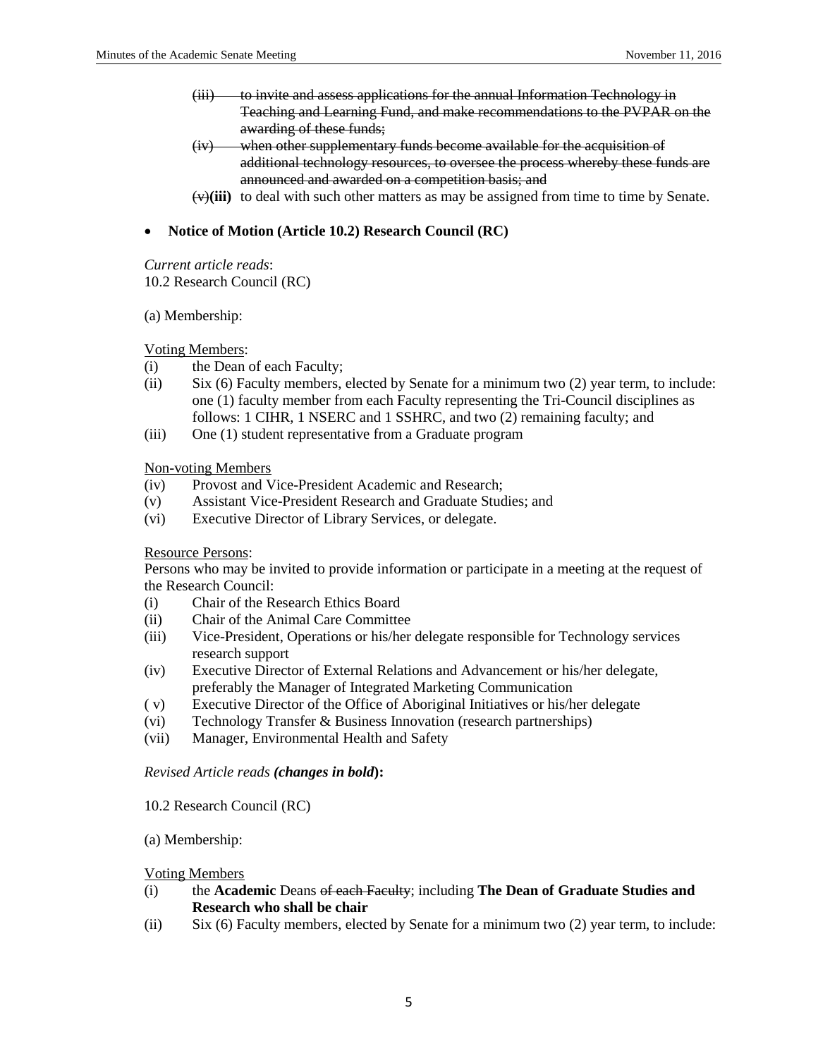- ~~(iii) to invite and assess applications for the annual Information Technology in Teaching and Learning Fund, and make recommendations to the PVPAR on the awarding of these funds;~~
- ~~(iv) when other supplementary funds become available for the acquisition of additional technology resources, to oversee the process whereby these funds are announced and awarded on a competition basis; and~~
- ~~(v)~~**(iii)** to deal with such other matters as may be assigned from time to time by Senate.

- **Notice of Motion (Article 10.2) Research Council (RC)**

*Current article reads*:
10.2 Research Council (RC)

(a) Membership:

<u>Voting Members</u>:

(i) the Dean of each Faculty;
(ii) Six (6) Faculty members, elected by Senate for a minimum two (2) year term, to include: one (1) faculty member from each Faculty representing the Tri-Council disciplines as follows: 1 CIHR, 1 NSERC and 1 SSHRC, and two (2) remaining faculty; and
(iii) One (1) student representative from a Graduate program

<u>Non-voting Members</u>

(iv) Provost and Vice-President Academic and Research;
(v) Assistant Vice-President Research and Graduate Studies; and
(vi) Executive Director of Library Services, or delegate.

<u>Resource Persons</u>:
Persons who may be invited to provide information or participate in a meeting at the request of the Research Council:

(i) Chair of the Research Ethics Board
(ii) Chair of the Animal Care Committee
(iii) Vice-President, Operations or his/her delegate responsible for Technology services research support
(iv) Executive Director of External Relations and Advancement or his/her delegate, preferably the Manager of Integrated Marketing Communication
( v) Executive Director of the Office of Aboriginal Initiatives or his/her delegate
(vi) Technology Transfer & Business Innovation (research partnerships)
(vii) Manager, Environmental Health and Safety

*Revised Article reads **(changes in bold)***:

10.2 Research Council (RC)

(a) Membership:

<u>Voting Members</u>

(i) the **Academic** Deans ~~of each Faculty~~; including **The Dean of Graduate Studies and Research who shall be chair**
(ii) Six (6) Faculty members, elected by Senate for a minimum two (2) year term, to include: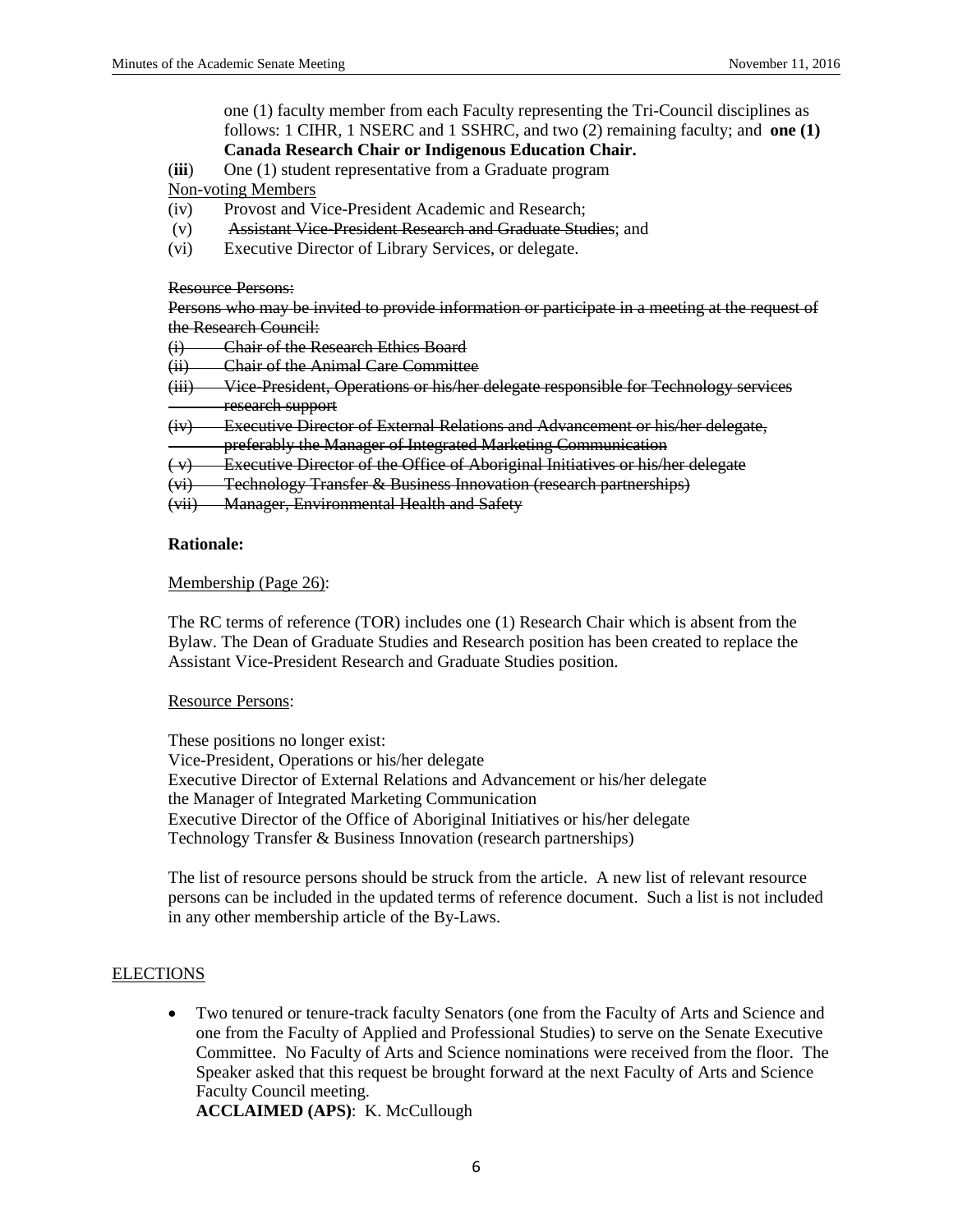one (1) faculty member from each Faculty representing the Tri-Council disciplines as follows: 1 CIHR, 1 NSERC and 1 SSHRC, and two (2) remaining faculty; and **one (1) Canada Research Chair or Indigenous Education Chair.**

(**iii**) One (1) student representative from a Graduate program

Non-voting Members

(iv) Provost and Vice-President Academic and Research;

(v) ~~Assistant Vice-President Research and Graduate Studies~~; and

(vi) Executive Director of Library Services, or delegate.

~~Resource Persons:~~

~~Persons who may be invited to provide information or participate in a meeting at the request of the Research Council:~~

~~(i) Chair of the Research Ethics Board~~

~~(ii) Chair of the Animal Care Committee~~

~~(iii) Vice-President, Operations or his/her delegate responsible for Technology services research support~~

~~(iv) Executive Director of External Relations and Advancement or his/her delegate, preferably the Manager of Integrated Marketing Communication~~

~~( v) Executive Director of the Office of Aboriginal Initiatives or his/her delegate~~

~~(vi) Technology Transfer & Business Innovation (research partnerships)~~

~~(vii) Manager, Environmental Health and Safety~~

**Rationale:**

Membership (Page 26):

The RC terms of reference (TOR) includes one (1) Research Chair which is absent from the Bylaw. The Dean of Graduate Studies and Research position has been created to replace the Assistant Vice-President Research and Graduate Studies position.

Resource Persons:

These positions no longer exist:
Vice-President, Operations or his/her delegate
Executive Director of External Relations and Advancement or his/her delegate
the Manager of Integrated Marketing Communication
Executive Director of the Office of Aboriginal Initiatives or his/her delegate
Technology Transfer & Business Innovation (research partnerships)

The list of resource persons should be struck from the article. A new list of relevant resource persons can be included in the updated terms of reference document. Such a list is not included in any other membership article of the By-Laws.

## ELECTIONS

- Two tenured or tenure-track faculty Senators (one from the Faculty of Arts and Science and one from the Faculty of Applied and Professional Studies) to serve on the Senate Executive Committee. No Faculty of Arts and Science nominations were received from the floor. The Speaker asked that this request be brought forward at the next Faculty of Arts and Science Faculty Council meeting.
  **ACCLAIMED (APS)**: K. McCullough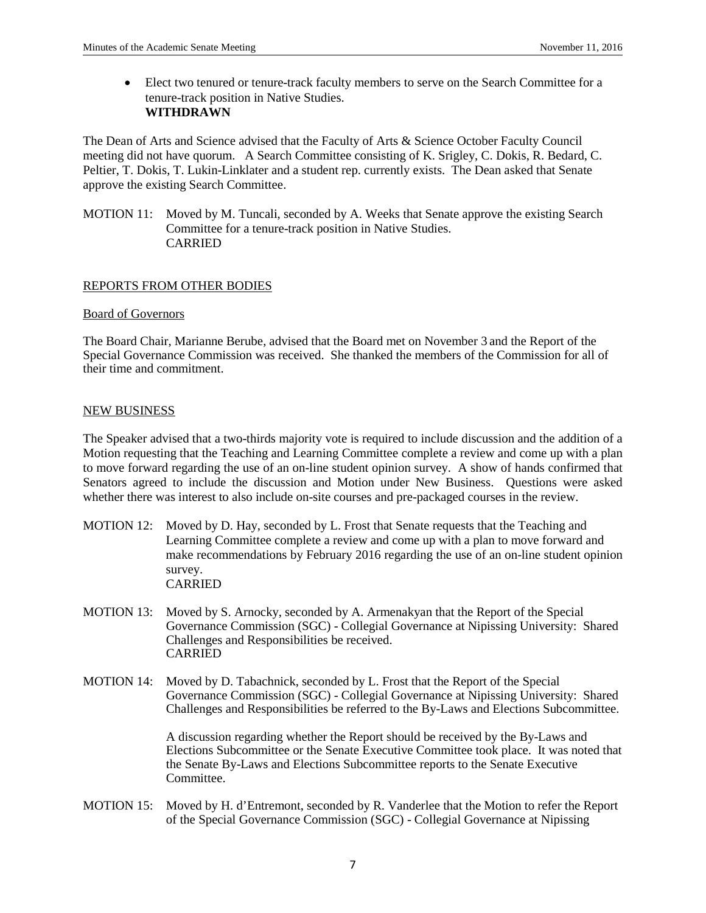- Elect two tenured or tenure-track faculty members to serve on the Search Committee for a tenure-track position in Native Studies.
  **WITHDRAWN**

The Dean of Arts and Science advised that the Faculty of Arts & Science October Faculty Council meeting did not have quorum. A Search Committee consisting of K. Srigley, C. Dokis, R. Bedard, C. Peltier, T. Dokis, T. Lukin-Linklater and a student rep. currently exists. The Dean asked that Senate approve the existing Search Committee.

MOTION 11: Moved by M. Tuncali, seconded by A. Weeks that Senate approve the existing Search Committee for a tenure-track position in Native Studies.
CARRIED

## REPORTS FROM OTHER BODIES

### Board of Governors

The Board Chair, Marianne Berube, advised that the Board met on November 3 and the Report of the Special Governance Commission was received. She thanked the members of the Commission for all of their time and commitment.

## NEW BUSINESS

The Speaker advised that a two-thirds majority vote is required to include discussion and the addition of a Motion requesting that the Teaching and Learning Committee complete a review and come up with a plan to move forward regarding the use of an on-line student opinion survey. A show of hands confirmed that Senators agreed to include the discussion and Motion under New Business. Questions were asked whether there was interest to also include on-site courses and pre-packaged courses in the review.

MOTION 12: Moved by D. Hay, seconded by L. Frost that Senate requests that the Teaching and Learning Committee complete a review and come up with a plan to move forward and make recommendations by February 2016 regarding the use of an on-line student opinion survey.
CARRIED

MOTION 13: Moved by S. Arnocky, seconded by A. Armenakyan that the Report of the Special Governance Commission (SGC) - Collegial Governance at Nipissing University: Shared Challenges and Responsibilities be received.
CARRIED

MOTION 14: Moved by D. Tabachnick, seconded by L. Frost that the Report of the Special Governance Commission (SGC) - Collegial Governance at Nipissing University: Shared Challenges and Responsibilities be referred to the By-Laws and Elections Subcommittee.

A discussion regarding whether the Report should be received by the By-Laws and Elections Subcommittee or the Senate Executive Committee took place. It was noted that the Senate By-Laws and Elections Subcommittee reports to the Senate Executive Committee.

MOTION 15: Moved by H. d'Entremont, seconded by R. Vanderlee that the Motion to refer the Report of the Special Governance Commission (SGC) - Collegial Governance at Nipissing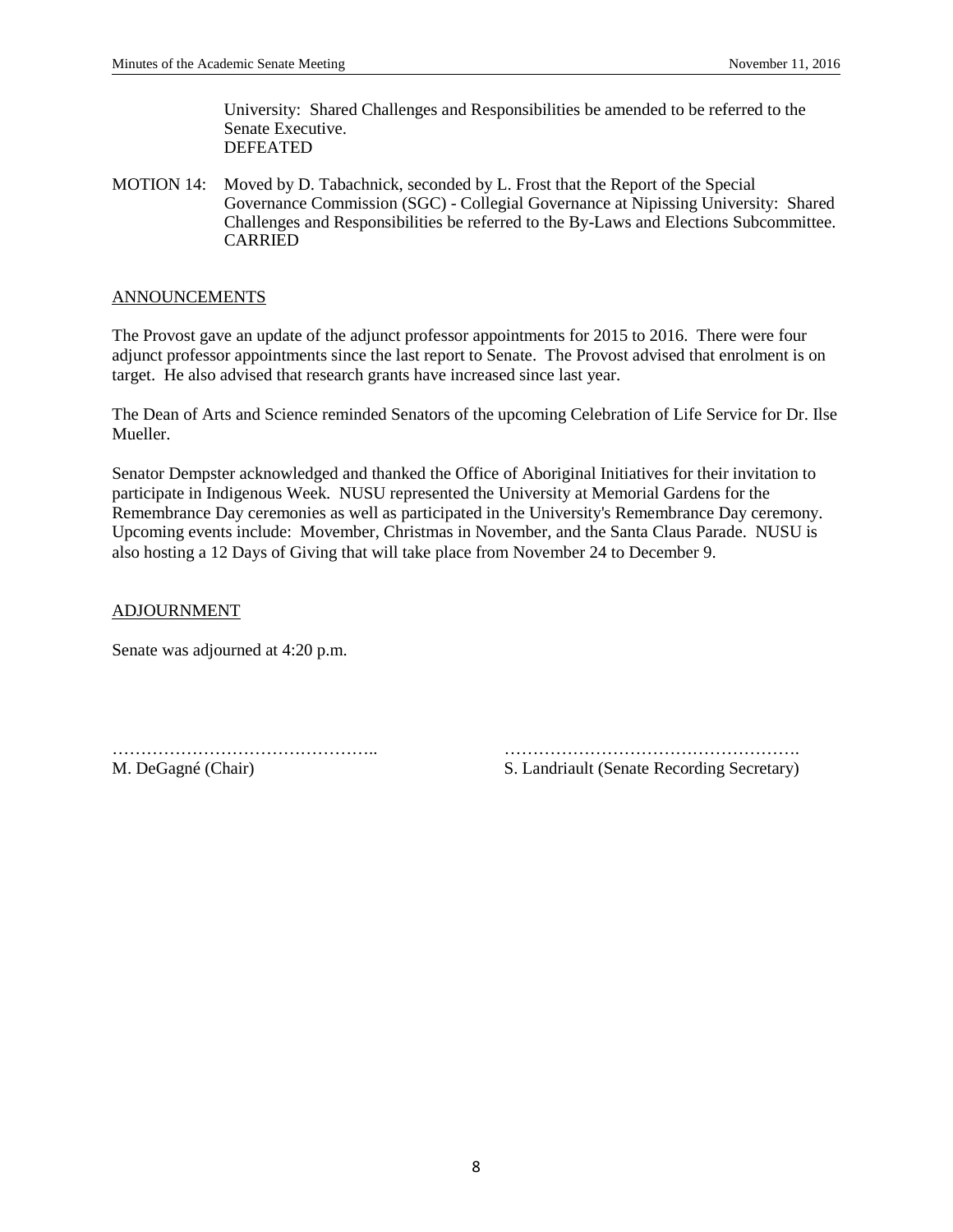University: Shared Challenges and Responsibilities be amended to be referred to the Senate Executive.
DEFEATED

MOTION 14: Moved by D. Tabachnick, seconded by L. Frost that the Report of the Special Governance Commission (SGC) - Collegial Governance at Nipissing University: Shared Challenges and Responsibilities be referred to the By-Laws and Elections Subcommittee.
CARRIED

## ANNOUNCEMENTS

The Provost gave an update of the adjunct professor appointments for 2015 to 2016. There were four adjunct professor appointments since the last report to Senate. The Provost advised that enrolment is on target. He also advised that research grants have increased since last year.

The Dean of Arts and Science reminded Senators of the upcoming Celebration of Life Service for Dr. Ilse Mueller.

Senator Dempster acknowledged and thanked the Office of Aboriginal Initiatives for their invitation to participate in Indigenous Week. NUSU represented the University at Memorial Gardens for the Remembrance Day ceremonies as well as participated in the University's Remembrance Day ceremony. Upcoming events include: Movember, Christmas in November, and the Santa Claus Parade. NUSU is also hosting a 12 Days of Giving that will take place from November 24 to December 9.

## ADJOURNMENT

Senate was adjourned at 4:20 p.m.

……………………………………….. ……………………………………………
M. DeGagné (Chair) S. Landriault (Senate Recording Secretary)